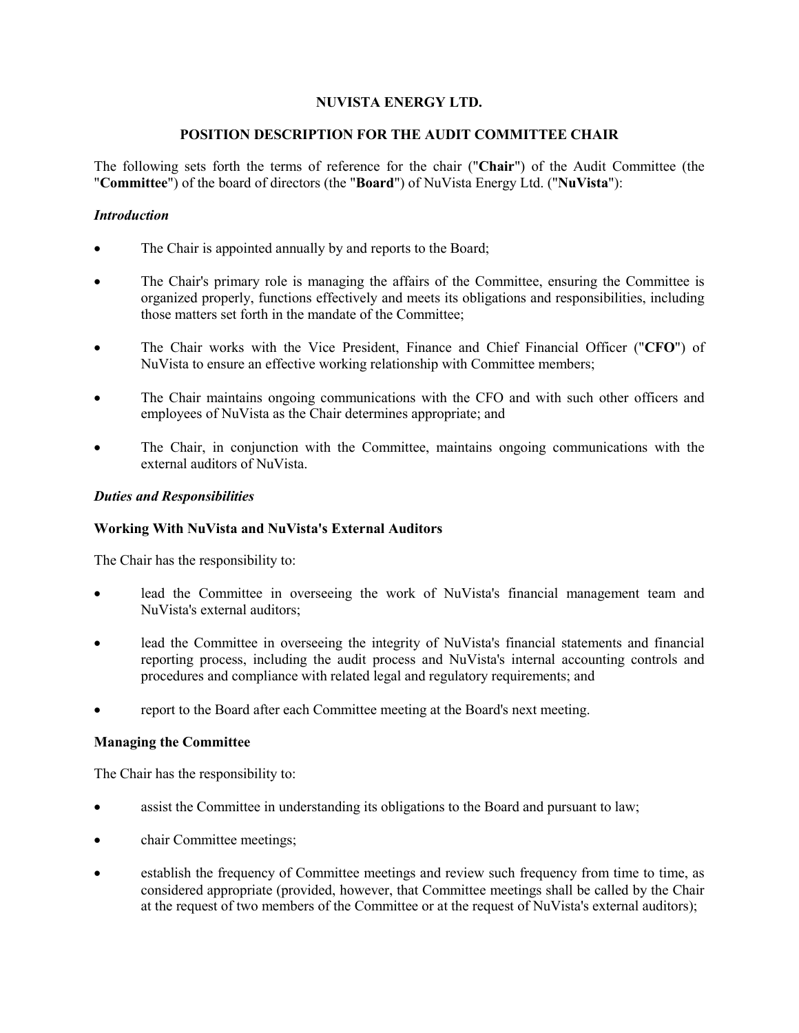# NUVISTA ENERGY LTD.

## POSITION DESCRIPTION FOR THE AUDIT COMMITTEE CHAIR

The following sets forth the terms of reference for the chair ("**Chair**") of the Audit Committee (the "**Committee**") of the board of directors (the "**Board**") of NuVista Energy Ltd. ("**NuVista**"):

### *Introduction*

- The Chair is appointed annually by and reports to the Board;
- The Chair's primary role is managing the affairs of the Committee, ensuring the Committee is organized properly, functions effectively and meets its obligations and responsibilities, including those matters set forth in the mandate of the Committee;
- The Chair works with the Vice President, Finance and Chief Financial Officer ("**CFO**") of NuVista to ensure an effective working relationship with Committee members;
- The Chair maintains ongoing communications with the CFO and with such other officers and employees of NuVista as the Chair determines appropriate; and
- The Chair, in conjunction with the Committee, maintains ongoing communications with the external auditors of NuVista.

### *Duties and Responsibilities*

#### Working With NuVista and NuVista's External Auditors

The Chair has the responsibility to:

- lead the Committee in overseeing the work of NuVista's financial management team and NuVista's external auditors;
- lead the Committee in overseeing the integrity of NuVista's financial statements and financial reporting process, including the audit process and NuVista's internal accounting controls and procedures and compliance with related legal and regulatory requirements; and
- report to the Board after each Committee meeting at the Board's next meeting.

#### Managing the Committee

The Chair has the responsibility to:

- assist the Committee in understanding its obligations to the Board and pursuant to law;
- chair Committee meetings;
- establish the frequency of Committee meetings and review such frequency from time to time, as considered appropriate (provided, however, that Committee meetings shall be called by the Chair at the request of two members of the Committee or at the request of NuVista's external auditors);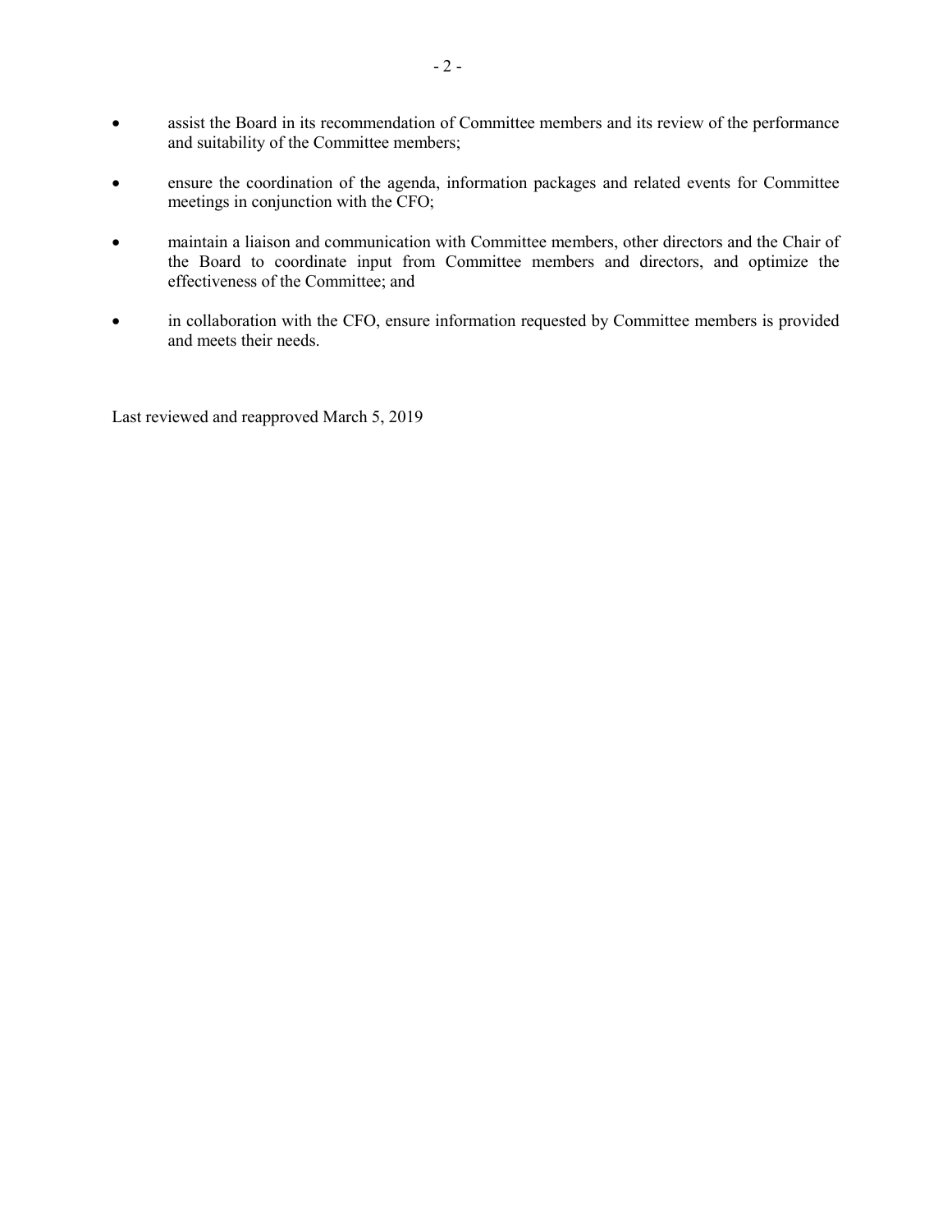- assist the Board in its recommendation of Committee members and its review of the performance and suitability of the Committee members;

- ensure the coordination of the agenda, information packages and related events for Committee meetings in conjunction with the CFO;

- maintain a liaison and communication with Committee members, other directors and the Chair of the Board to coordinate input from Committee members and directors, and optimize the effectiveness of the Committee; and

- in collaboration with the CFO, ensure information requested by Committee members is provided and meets their needs.

Last reviewed and reapproved March 5, 2019